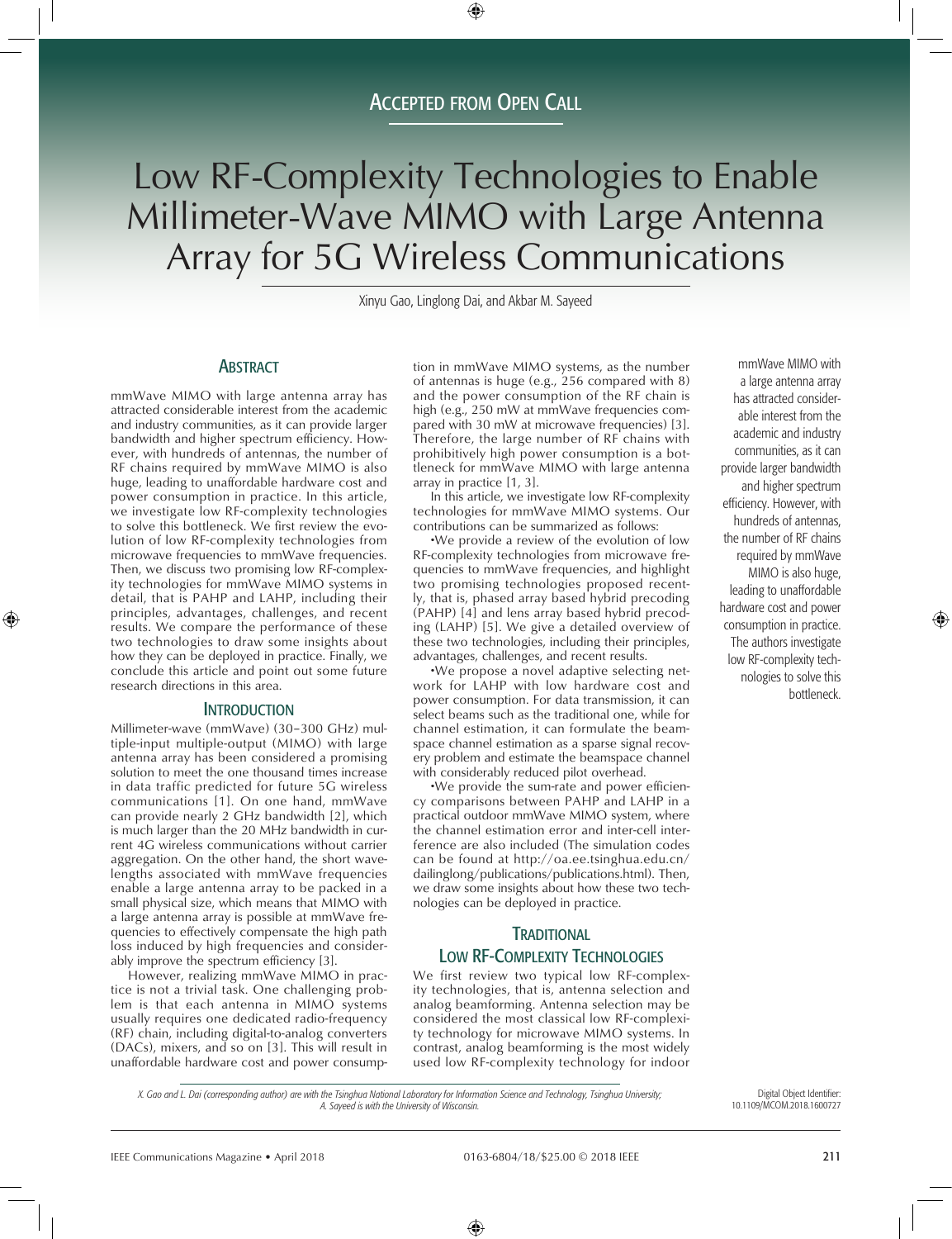Accepted from Open Call

# Low RF-Complexity Technologies to Enable Millimeter-Wave MIMO with Large Antenna Array for 5G Wireless Communications

Xinyu Gao, Linglong Dai, and Akbar M. Sayeed

## Abstract

mmWave MIMO with large antenna array has attracted considerable interest from the academic and industry communities, as it can provide larger bandwidth and higher spectrum efficiency. However, with hundreds of antennas, the number of RF chains required by mmWave MIMO is also huge, leading to unaffordable hardware cost and power consumption in practice. In this article, we investigate low RF-complexity technologies to solve this bottleneck. We first review the evolution of low RF-complexity technologies from microwave frequencies to mmWave frequencies. Then, we discuss two promising low RF-complexity technologies for mmWave MIMO systems in detail, that is PAHP and LAHP, including their principles, advantages, challenges, and recent results. We compare the performance of these two technologies to draw some insights about how they can be deployed in practice. Finally, we conclude this article and point out some future research directions in this area.

## Introduction

Millimeter-wave (mmWave) (30–300 GHz) multiple-input multiple-output (MIMO) with large antenna array has been considered a promising solution to meet the one thousand times increase in data traffic predicted for future 5G wireless communications [1]. On one hand, mmWave can provide nearly 2 GHz bandwidth [2], which is much larger than the 20 MHz bandwidth in current 4G wireless communications without carrier aggregation. On the other hand, the short wavelengths associated with mmWave frequencies enable a large antenna array to be packed in a small physical size, which means that MIMO with a large antenna array is possible at mmWave frequencies to effectively compensate the high path loss induced by high frequencies and considerably improve the spectrum efficiency [3].

However, realizing mmWave MIMO in practice is not a trivial task. One challenging problem is that each antenna in MIMO systems usually requires one dedicated radio-frequency (RF) chain, including digital-to-analog converters (DACs), mixers, and so on [3]. This will result in unaffordable hardware cost and power consumption in mmWave MIMO systems, as the number of antennas is huge (e.g., 256 compared with 8) and the power consumption of the RF chain is high (e.g., 250 mW at mmWave frequencies compared with 30 mW at microwave frequencies) [3]. Therefore, the large number of RF chains with prohibitively high power consumption is a bottleneck for mmWave MIMO with large antenna array in practice [1, 3].

In this article, we investigate low RF-complexity technologies for mmWave MIMO systems. Our contributions can be summarized as follows:

• We provide a review of the evolution of low RF-complexity technologies from microwave frequencies to mmWave frequencies, and highlight two promising technologies proposed recently, that is, phased array based hybrid precoding (PAHP) [4] and lens array based hybrid precoding (LAHP) [5]. We give a detailed overview of these two technologies, including their principles, advantages, challenges, and recent results.

• We propose a novel adaptive selecting network for LAHP with low hardware cost and power consumption. For data transmission, it can select beams such as the traditional one, while for channel estimation, it can formulate the beamspace channel estimation as a sparse signal recovery problem and estimate the beamspace channel with considerably reduced pilot overhead.

• We provide the sum-rate and power efficiency comparisons between PAHP and LAHP in a practical outdoor mmWave MIMO system, where the channel estimation error and inter-cell interference are also included (The simulation codes can be found at http://oa.ee.tsinghua.edu.cn/dailinglong/publications/publications.html). Then, we draw some insights about how these two technologies can be deployed in practice.

mmWave MIMO with a large antenna array has attracted considerable interest from the academic and industry communities, as it can provide larger bandwidth and higher spectrum efficiency. However, with hundreds of antennas, the number of RF chains required by mmWave MIMO is also huge, leading to unaffordable hardware cost and power consumption in practice. The authors investigate low RF-complexity technologies to solve this bottleneck.

## Traditional Low RF-Complexity Technologies

We first review two typical low RF-complexity technologies, that is, antenna selection and analog beamforming. Antenna selection may be considered the most classical low RF-complexity technology for microwave MIMO systems. In contrast, analog beamforming is the most widely used low RF-complexity technology for indoor

*X. Gao and L. Dai (corresponding author) are with the Tsinghua National Laboratory for Information Science and Technology, Tsinghua University; A. Sayeed is with the University of Wisconsin.*

Digital Object Identifier: 10.1109/MCOM.2018.1600727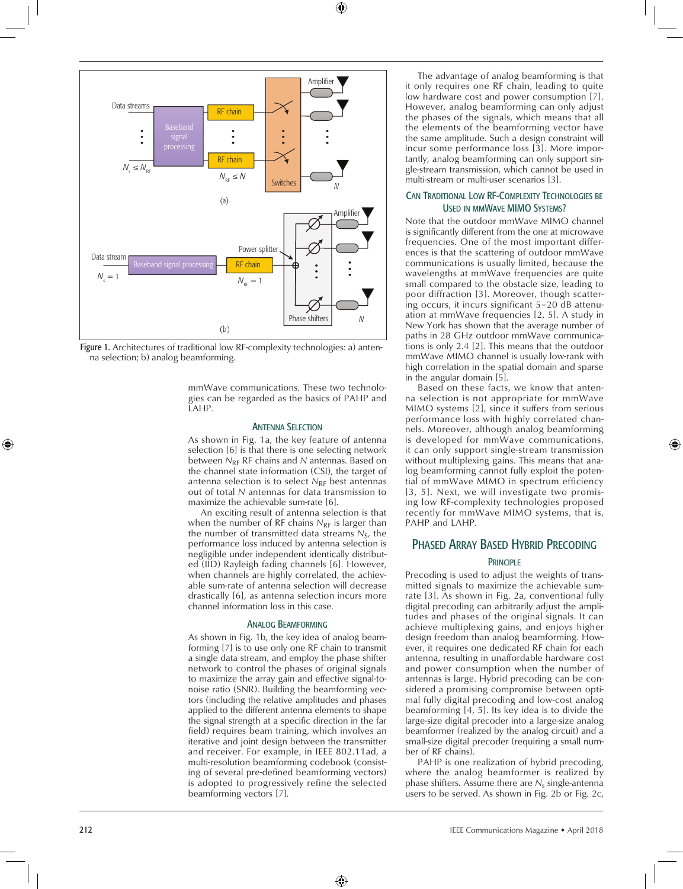Figure 1. Architectures of traditional low RF-complexity technologies: a) antenna selection; b) analog beamforming.

mmWave communications. These two technologies can be regarded as the basics of PAHP and LAHP.

### Antenna Selection

As shown in Fig. 1a, the key feature of antenna selection [6] is that there is one selecting network between $N_{RF}$ RF chains and $N$ antennas. Based on the channel state information (CSI), the target of antenna selection is to select $N_{RF}$ best antennas out of total $N$ antennas for data transmission to maximize the achievable sum-rate [6].

An exciting result of antenna selection is that when the number of RF chains $N_{RF}$ is larger than the number of transmitted data streams $N_S$, the performance loss induced by antenna selection is negligible under independent identically distributed (IID) Rayleigh fading channels [6]. However, when channels are highly correlated, the achievable sum-rate of antenna selection will decrease drastically [6], as antenna selection incurs more channel information loss in this case.

### Analog Beamforming

As shown in Fig. 1b, the key idea of analog beamforming [7] is to use only one RF chain to transmit a single data stream, and employ the phase shifter network to control the phases of original signals to maximize the array gain and effective signal-to-noise ratio (SNR). Building the beamforming vectors (including the relative amplitudes and phases applied to the different antenna elements to shape the signal strength at a specific direction in the far field) requires beam training, which involves an iterative and joint design between the transmitter and receiver. For example, in IEEE 802.11ad, a multi-resolution beamforming codebook (consisting of several pre-defined beamforming vectors) is adopted to progressively refine the selected beamforming vectors [7].

The advantage of analog beamforming is that it only requires one RF chain, leading to quite low hardware cost and power consumption [7]. However, analog beamforming can only adjust the phases of the signals, which means that all the elements of the beamforming vector have the same amplitude. Such a design constraint will incur some performance loss [3]. More importantly, analog beamforming can only support single-stream transmission, which cannot be used in multi-stream or multi-user scenarios [3].

### Can Traditional Low RF-Complexity Technologies be Used in mmWave MIMO Systems?

Note that the outdoor mmWave MIMO channel is significantly different from the one at microwave frequencies. One of the most important differences is that the scattering of outdoor mmWave communications is usually limited, because the wavelengths at mmWave frequencies are quite small compared to the obstacle size, leading to poor diffraction [3]. Moreover, though scattering occurs, it incurs significant 5–20 dB attenuation at mmWave frequencies [2, 5]. A study in New York has shown that the average number of paths in 28 GHz outdoor mmWave communications is only 2.4 [2]. This means that the outdoor mmWave MIMO channel is usually low-rank with high correlation in the spatial domain and sparse in the angular domain [5].

Based on these facts, we know that antenna selection is not appropriate for mmWave MIMO systems [2], since it suffers from serious performance loss with highly correlated channels. Moreover, although analog beamforming is developed for mmWave communications, it can only support single-stream transmission without multiplexing gains. This means that analog beamforming cannot fully exploit the potential of mmWave MIMO in spectrum efficiency [3, 5]. Next, we will investigate two promising low RF-complexity technologies proposed recently for mmWave MIMO systems, that is, PAHP and LAHP.

## Phased Array Based Hybrid Precoding

### Principle

Precoding is used to adjust the weights of transmitted signals to maximize the achievable sum-rate [3]. As shown in Fig. 2a, conventional fully digital precoding can arbitrarily adjust the amplitudes and phases of the original signals. It can achieve multiplexing gains, and enjoys higher design freedom than analog beamforming. However, it requires one dedicated RF chain for each antenna, resulting in unaffordable hardware cost and power consumption when the number of antennas is large. Hybrid precoding can be considered a promising compromise between optimal fully digital precoding and low-cost analog beamforming [4, 5]. Its key idea is to divide the large-size digital precoder into a large-size analog beamformer (realized by the analog circuit) and a small-size digital precoder (requiring a small number of RF chains).

PAHP is one realization of hybrid precoding, where the analog beamformer is realized by phase shifters. Assume there are $N_s$ single-antenna users to be served. As shown in Fig. 2b or Fig. 2c,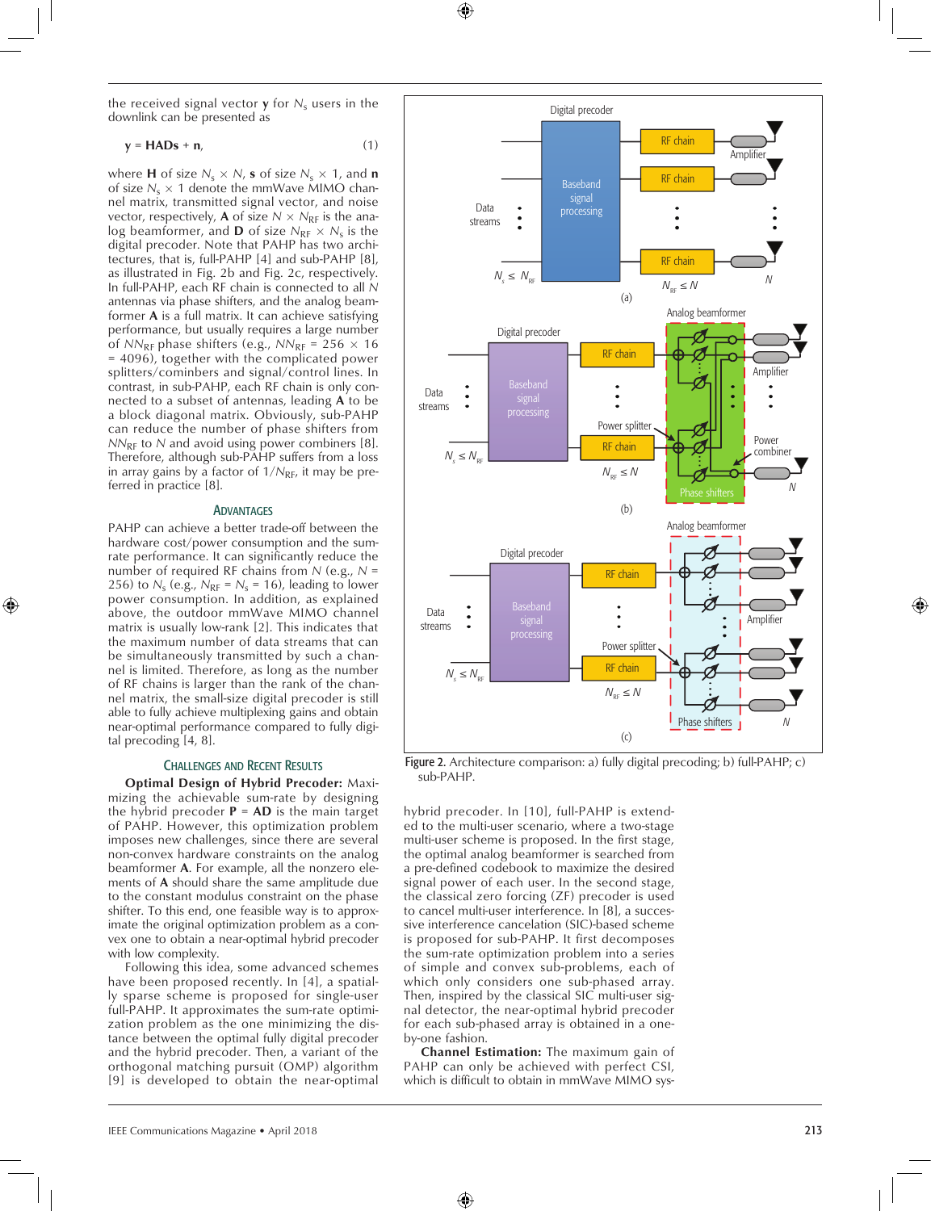the received signal vector $\mathbf{y}$ for $N_s$ users in the downlink can be presented as

$$\mathbf{y} = \mathbf{HADs} + \mathbf{n}, \tag{1}$$

where $\mathbf{H}$ of size $N_s \times N$, $\mathbf{s}$ of size $N_s \times 1$, and $\mathbf{n}$ of size $N_s \times 1$ denote the mmWave MIMO channel matrix, transmitted signal vector, and noise vector, respectively, $\mathbf{A}$ of size $N \times N_{RF}$ is the analog beamformer, and $\mathbf{D}$ of size $N_{RF} \times N_s$ is the digital precoder. Note that PAHP has two architectures, that is, full-PAHP [4] and sub-PAHP [8], as illustrated in Fig. 2b and Fig. 2c, respectively. In full-PAHP, each RF chain is connected to all $N$ antennas via phase shifters, and the analog beamformer $\mathbf{A}$ is a full matrix. It can achieve satisfying performance, but usually requires a large number of $NN_{RF}$ phase shifters (e.g., $NN_{RF} = 256 \times 16 = 4096$), together with the complicated power splitters/cominbers and signal/control lines. In contrast, in sub-PAHP, each RF chain is only connected to a subset of antennas, leading $\mathbf{A}$ to be a block diagonal matrix. Obviously, sub-PAHP can reduce the number of phase shifters from $NN_{RF}$ to $N$ and avoid using power combiners [8]. Therefore, although sub-PAHP suffers from a loss in array gains by a factor of $1/N_{RF}$, it may be preferred in practice [8].

### Advantages

PAHP can achieve a better trade-off between the hardware cost/power consumption and the sum-rate performance. It can significantly reduce the number of required RF chains from $N$ (e.g., $N = 256$) to $N_s$ (e.g., $N_{RF} = N_s = 16$), leading to lower power consumption. In addition, as explained above, the outdoor mmWave MIMO channel matrix is usually low-rank [2]. This indicates that the maximum number of data streams that can be simultaneously transmitted by such a channel is limited. Therefore, as long as the number of RF chains is larger than the rank of the channel matrix, the small-size digital precoder is still able to fully achieve multiplexing gains and obtain near-optimal performance compared to fully digital precoding [4, 8].

### Challenges and Recent Results

**Optimal Design of Hybrid Precoder:** Maximizing the achievable sum-rate by designing the hybrid precoder $\mathbf{P} = \mathbf{AD}$ is the main target of PAHP. However, this optimization problem imposes new challenges, since there are several non-convex hardware constraints on the analog beamformer $\mathbf{A}$. For example, all the nonzero elements of $\mathbf{A}$ should share the same amplitude due to the constant modulus constraint on the phase shifter. To this end, one feasible way is to approximate the original optimization problem as a convex one to obtain a near-optimal hybrid precoder with low complexity.

Following this idea, some advanced schemes have been proposed recently. In [4], a spatially sparse scheme is proposed for single-user full-PAHP. It approximates the sum-rate optimization problem as the one minimizing the distance between the optimal fully digital precoder and the hybrid precoder. Then, a variant of the orthogonal matching pursuit (OMP) algorithm [9] is developed to obtain the near-optimal hybrid precoder. In [10], full-PAHP is extended to the multi-user scenario, where a two-stage multi-user scheme is proposed. In the first stage, the optimal analog beamformer is searched from a pre-defined codebook to maximize the desired signal power of each user. In the second stage, the classical zero forcing (ZF) precoder is used to cancel multi-user interference. In [8], a successive interference cancelation (SIC)-based scheme is proposed for sub-PAHP. It first decomposes the sum-rate optimization problem into a series of simple and convex sub-problems, each of which only considers one sub-phased array. Then, inspired by the classical SIC multi-user signal detector, the near-optimal hybrid precoder for each sub-phased array is obtained in a one-by-one fashion.

**Channel Estimation:** The maximum gain of PAHP can only be achieved with perfect CSI, which is difficult to obtain in mmWave MIMO sys-

Figure 2. Architecture comparison: a) fully digital precoding; b) full-PAHP; c) sub-PAHP.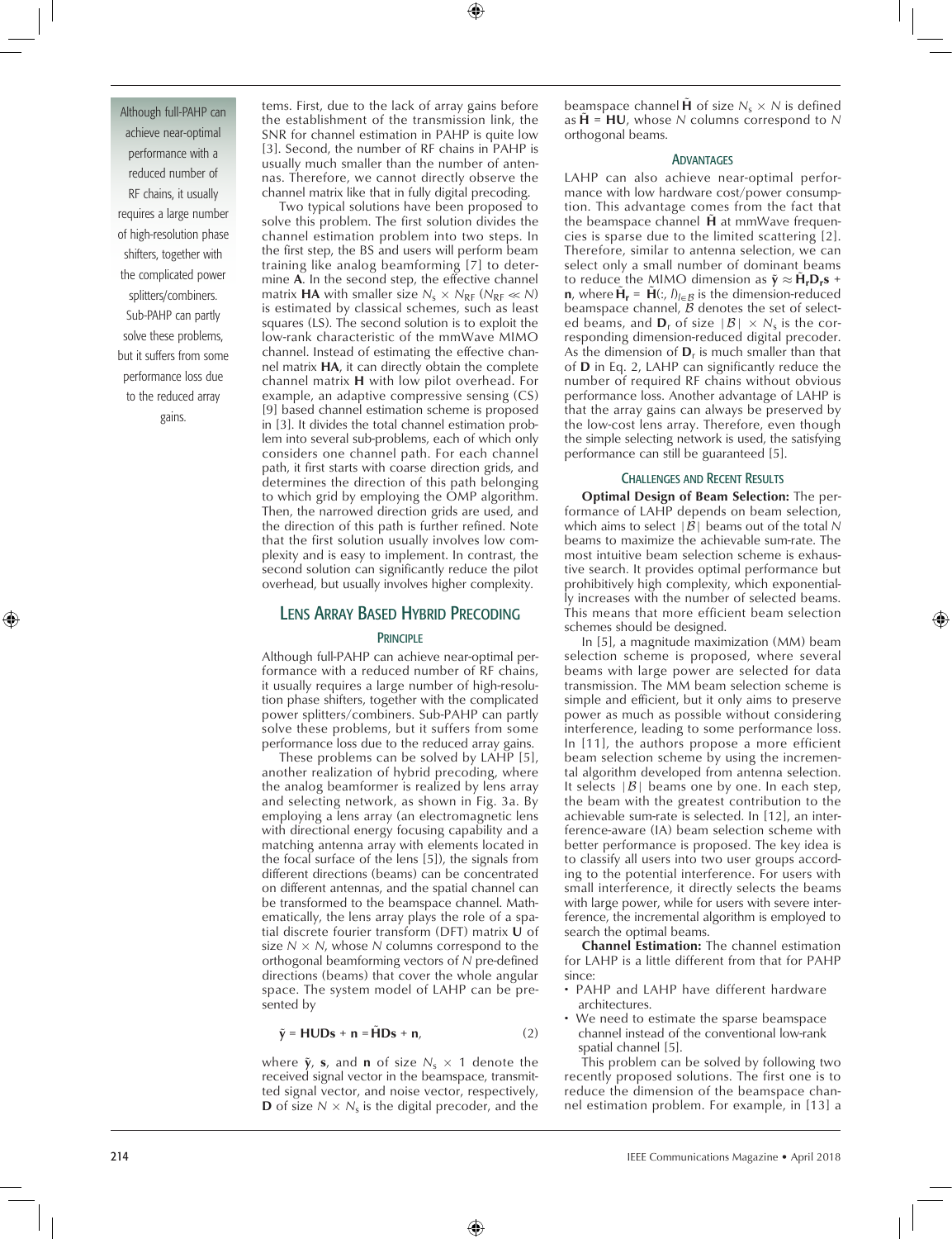tems. First, due to the lack of array gains before the establishment of the transmission link, the SNR for channel estimation in PAHP is quite low [3]. Second, the number of RF chains in PAHP is usually much smaller than the number of antennas. Therefore, we cannot directly observe the channel matrix like that in fully digital precoding.

Two typical solutions have been proposed to solve this problem. The first solution divides the channel estimation problem into two steps. In the first step, the BS and users will perform beam training like analog beamforming [7] to determine **A**. In the second step, the effective channel matrix **HA** with smaller size $N_s \times N_{RF}$ ($N_{RF} \ll N$) is estimated by classical schemes, such as least squares (LS). The second solution is to exploit the low-rank characteristic of the mmWave MIMO channel. Instead of estimating the effective channel matrix **HA**, it can directly obtain the complete channel matrix **H** with low pilot overhead. For example, an adaptive compressive sensing (CS) [9] based channel estimation scheme is proposed in [3]. It divides the total channel estimation problem into several sub-problems, each of which only considers one channel path. For each channel path, it first starts with coarse direction grids, and determines the direction of this path belonging to which grid by employing the OMP algorithm. Then, the narrowed direction grids are used, and the direction of this path is further refined. Note that the first solution usually involves low complexity and is easy to implement. In contrast, the second solution can significantly reduce the pilot overhead, but usually involves higher complexity.

## Lens Array Based Hybrid Precoding

### Principle

Although full-PAHP can achieve near-optimal performance with a reduced number of RF chains, it usually requires a large number of high-resolution phase shifters, together with the complicated power splitters/combiners. Sub-PAHP can partly solve these problems, but it suffers from some performance loss due to the reduced array gains.

These problems can be solved by LAHP [5], another realization of hybrid precoding, where the analog beamformer is realized by lens array and selecting network, as shown in Fig. 3a. By employing a lens array (an electromagnetic lens with directional energy focusing capability and a matching antenna array with elements located in the focal surface of the lens [5]), the signals from different directions (beams) can be concentrated on different antennas, and the spatial channel can be transformed to the beamspace channel. Mathematically, the lens array plays the role of a spatial discrete fourier transform (DFT) matrix **U** of size $N \times N$, whose $N$ columns correspond to the orthogonal beamforming vectors of $N$ pre-defined directions (beams) that cover the whole angular space. The system model of LAHP can be presented by

$$\tilde{\mathbf{y}} = \mathbf{HUDs} + \mathbf{n} = \tilde{\mathbf{H}}\mathbf{Ds} + \mathbf{n}, \tag{2}$$

where $\tilde{\mathbf{y}}$, $\mathbf{s}$, and $\mathbf{n}$ of size $N_s \times 1$ denote the received signal vector in the beamspace, transmitted signal vector, and noise vector, respectively, $\mathbf{D}$ of size $N \times N_s$ is the digital precoder, and the beamspace channel $\tilde{\mathbf{H}}$ of size $N_s \times N$ is defined as $\tilde{\mathbf{H}} = \mathbf{HU}$, whose $N$ columns correspond to $N$ orthogonal beams.

### Advantages

LAHP can also achieve near-optimal performance with low hardware cost/power consumption. This advantage comes from the fact that the beamspace channel $\tilde{\mathbf{H}}$ at mmWave frequencies is sparse due to the limited scattering [2]. Therefore, similar to antenna selection, we can select only a small number of dominant beams to reduce the MIMO dimension as $\tilde{\mathbf{y}} \approx \tilde{\mathbf{H}}_\mathbf{r}\mathbf{D}_\mathbf{r}\mathbf{s} + \mathbf{n}$, where $\tilde{\mathbf{H}}_\mathbf{r} = \tilde{\mathbf{H}}(:, l)_{l \in \mathcal{B}}$ is the dimension-reduced beamspace channel, $\mathcal{B}$ denotes the set of selected beams, and $\mathbf{D}_\mathrm{r}$ of size $|\mathcal{B}| \times N_s$ is the corresponding dimension-reduced digital precoder. As the dimension of $\mathbf{D}_\mathrm{r}$ is much smaller than that of $\mathbf{D}$ in Eq. 2, LAHP can significantly reduce the number of required RF chains without obvious performance loss. Another advantage of LAHP is that the array gains can always be preserved by the low-cost lens array. Therefore, even though the simple selecting network is used, the satisfying performance can still be guaranteed [5].

### Challenges and Recent Results

**Optimal Design of Beam Selection:** The performance of LAHP depends on beam selection, which aims to select $|\mathcal{B}|$ beams out of the total $N$ beams to maximize the achievable sum-rate. The most intuitive beam selection scheme is exhaustive search. It provides optimal performance but prohibitively high complexity, which exponentially increases with the number of selected beams. This means that more efficient beam selection schemes should be designed.

In [5], a magnitude maximization (MM) beam selection scheme is proposed, where several beams with large power are selected for data transmission. The MM beam selection scheme is simple and efficient, but it only aims to preserve power as much as possible without considering interference, leading to some performance loss. In [11], the authors propose a more efficient beam selection scheme by using the incremental algorithm developed from antenna selection. It selects $|\mathcal{B}|$ beams one by one. In each step, the beam with the greatest contribution to the achievable sum-rate is selected. In [12], an interference-aware (IA) beam selection scheme with better performance is proposed. The key idea is to classify all users into two user groups according to the potential interference. For users with small interference, it directly selects the beams with large power, while for users with severe interference, the incremental algorithm is employed to search the optimal beams.

**Channel Estimation:** The channel estimation for LAHP is a little different from that for PAHP since:

- PAHP and LAHP have different hardware architectures.
- We need to estimate the sparse beamspace channel instead of the conventional low-rank spatial channel [5].

This problem can be solved by following two recently proposed solutions. The first one is to reduce the dimension of the beamspace channel estimation problem. For example, in [13] a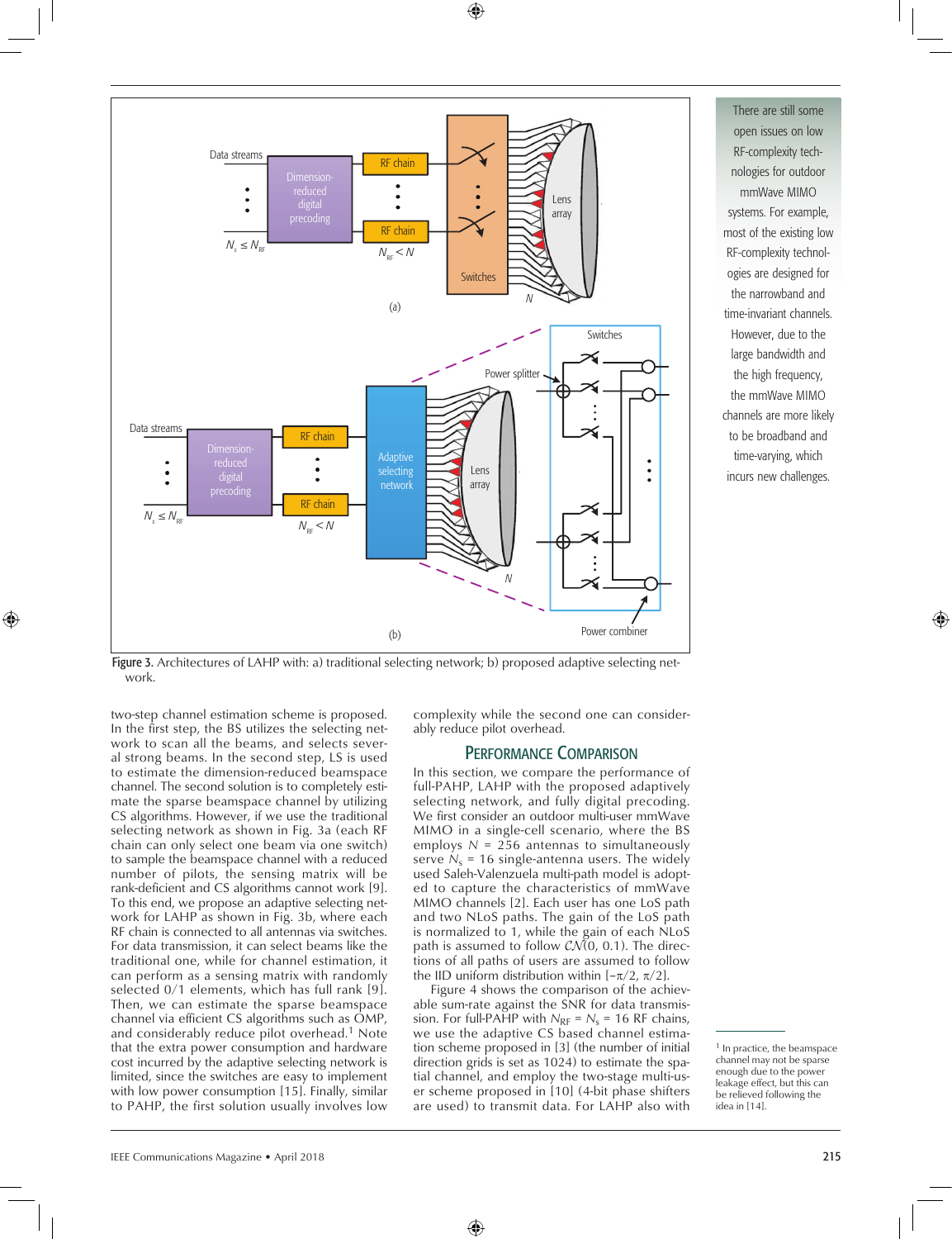Figure 3. Architectures of LAHP with: a) traditional selecting network; b) proposed adaptive selecting network.

There are still some open issues on low RF-complexity technologies for outdoor mmWave MIMO systems. For example, most of the existing low RF-complexity technologies are designed for the narrowband and time-invariant channels. However, due to the large bandwidth and the high frequency, the mmWave MIMO channels are more likely to be broadband and time-varying, which incurs new challenges.

two-step channel estimation scheme is proposed. In the first step, the BS utilizes the selecting network to scan all the beams, and selects several strong beams. In the second step, LS is used to estimate the dimension-reduced beamspace channel. The second solution is to completely estimate the sparse beamspace channel by utilizing CS algorithms. However, if we use the traditional selecting network as shown in Fig. 3a (each RF chain can only select one beam via one switch) to sample the beamspace channel with a reduced number of pilots, the sensing matrix will be rank-deficient and CS algorithms cannot work [9]. To this end, we propose an adaptive selecting network for LAHP as shown in Fig. 3b, where each RF chain is connected to all antennas via switches. For data transmission, it can select beams like the traditional one, while for channel estimation, it can perform as a sensing matrix with randomly selected 0/1 elements, which has full rank [9]. Then, we can estimate the sparse beamspace channel via efficient CS algorithms such as OMP, and considerably reduce pilot overhead.[1] Note that the extra power consumption and hardware cost incurred by the adaptive selecting network is limited, since the switches are easy to implement with low power consumption [15]. Finally, similar to PAHP, the first solution usually involves low complexity while the second one can considerably reduce pilot overhead.

## Performance Comparison

In this section, we compare the performance of full-PAHP, LAHP with the proposed adaptively selecting network, and fully digital precoding. We first consider an outdoor multi-user mmWave MIMO in a single-cell scenario, where the BS employs $N$ = 256 antennas to simultaneously serve $N_s$ = 16 single-antenna users. The widely used Saleh-Valenzuela multi-path model is adopted to capture the characteristics of mmWave MIMO channels [2]. Each user has one LoS path and two NLoS paths. The gain of the LoS path is normalized to 1, while the gain of each NLoS path is assumed to follow $\mathcal{CN}(0, 0.1)$. The directions of all paths of users are assumed to follow the IID uniform distribution within $[-\pi/2, \pi/2]$.

Figure 4 shows the comparison of the achievable sum-rate against the SNR for data transmission. For full-PAHP with $N_{RF} = N_s$ = 16 RF chains, we use the adaptive CS based channel estimation scheme proposed in [3] (the number of initial direction grids is set as 1024) to estimate the spatial channel, and employ the two-stage multi-user scheme proposed in [10] (4-bit phase shifters are used) to transmit data. For LAHP also with

[1] In practice, the beamspace channel may not be sparse enough due to the power leakage effect, but this can be relieved following the idea in [14].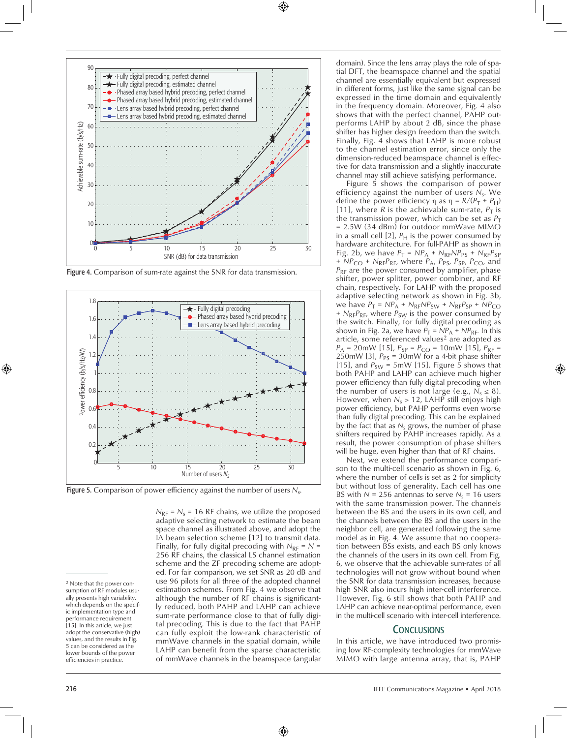Figure 4. Comparison of sum-rate against the SNR for data transmission.

Figure 5. Comparison of power efficiency against the number of users $N_s$.

$N_{RF} = N_s = 16$ RF chains, we utilize the proposed adaptive selecting network to estimate the beam space channel as illustrated above, and adopt the IA beam selection scheme [12] to transmit data. Finally, for fully digital precoding with $N_{RF} = N = 256$ RF chains, the classical LS channel estimation scheme and the ZF precoding scheme are adopted. For fair comparison, we set SNR as 20 dB and use 96 pilots for all three of the adopted channel estimation schemes. From Fig. 4 we observe that although the number of RF chains is significantly reduced, both PAHP and LAHP can achieve sum-rate performance close to that of fully digital precoding. This is due to the fact that PAHP can fully exploit the low-rank characteristic of mmWave channels in the spatial domain, while LAHP can benefit from the sparse characteristic of mmWave channels in the beamspace (angular domain). Since the lens array plays the role of spatial DFT, the beamspace channel and the spatial channel are essentially equivalent but expressed in different forms, just like the same signal can be expressed in the time domain and equivalently in the frequency domain. Moreover, Fig. 4 also shows that with the perfect channel, PAHP outperforms LAHP by about 2 dB, since the phase shifter has higher design freedom than the switch. Finally, Fig. 4 shows that LAHP is more robust to the channel estimation error, since only the dimension-reduced beamspace channel is effective for data transmission and a slightly inaccurate channel may still achieve satisfying performance.

Figure 5 shows the comparison of power efficiency against the number of users $N_s$. We define the power efficiency $\eta$ as $\eta = R/(P_T + P_H)$ [11], where $R$ is the achievable sum-rate, $P_T$ is the transmission power, which can be set as $P_T$ = 2.5W (34 dBm) for outdoor mmWave MIMO in a small cell [2], $P_H$ is the power consumed by hardware architecture. For full-PAHP as shown in Fig. 2b, we have $P_T = NP_A + N_{RF}NP_{PS} + N_{RF}P_{SP} + NP_{CO} + N_{RF}P_{RF}$, where $P_A$, $P_{PS}$, $P_{SP}$, $P_{CO}$, and $P_{RF}$ are the power consumed by amplifier, phase shifter, power splitter, power combiner, and RF chain, respectively. For LAHP with the proposed adaptive selecting network as shown in Fig. 3b, we have $P_T = NP_A + N_{RF}NP_{SW} + N_{RF}P_{SP} + NP_{CO} + N_{RF}P_{RF}$, where $P_{SW}$ is the power consumed by the switch. Finally, for fully digital precoding as shown in Fig. 2a, we have $P_T = NP_A + NP_{RF}$. In this article, some referenced values[2] are adopted as $P_A$ = 20mW [15], $P_{SP} = P_{CO}$ = 10mW [15], $P_{RF}$ = 250mW [3], $P_{PS}$ = 30mW for a 4-bit phase shifter [15], and $P_{SW}$ = 5mW [15]. Figure 5 shows that both PAHP and LAHP can achieve much higher power efficiency than fully digital precoding when the number of users is not large (e.g., $N_s \leq 8$). However, when $N_s > 12$, LAHP still enjoys high power efficiency, but PAHP performs even worse than fully digital precoding. This can be explained by the fact that as $N_s$ grows, the number of phase shifters required by PAHP increases rapidly. As a result, the power consumption of phase shifters will be huge, even higher than that of RF chains.

Next, we extend the performance comparison to the multi-cell scenario as shown in Fig. 6, where the number of cells is set as 2 for simplicity but without loss of generality. Each cell has one BS with $N$ = 256 antennas to serve $N_s$ = 16 users with the same transmission power. The channels between the BS and the users in its own cell, and the channels between the BS and the users in the neighbor cell, are generated following the same model as in Fig. 4. We assume that no cooperation between BSs exists, and each BS only knows the channels of the users in its own cell. From Fig. 6, we observe that the achievable sum-rates of all technologies will not grow without bound when the SNR for data transmission increases, because high SNR also incurs high inter-cell interference. However, Fig. 6 still shows that both PAHP and LAHP can achieve near-optimal performance, even in the multi-cell scenario with inter-cell interference.

## Conclusions

In this article, we have introduced two promising low RF-complexity technologies for mmWave MIMO with large antenna array, that is, PAHP

[2] Note that the power consumption of RF modules usually presents high variability, which depends on the specific implementation type and performance requirement [15]. In this article, we just adopt the conservative (high) values, and the results in Fig. 5 can be considered as the lower bounds of the power efficiencies in practice.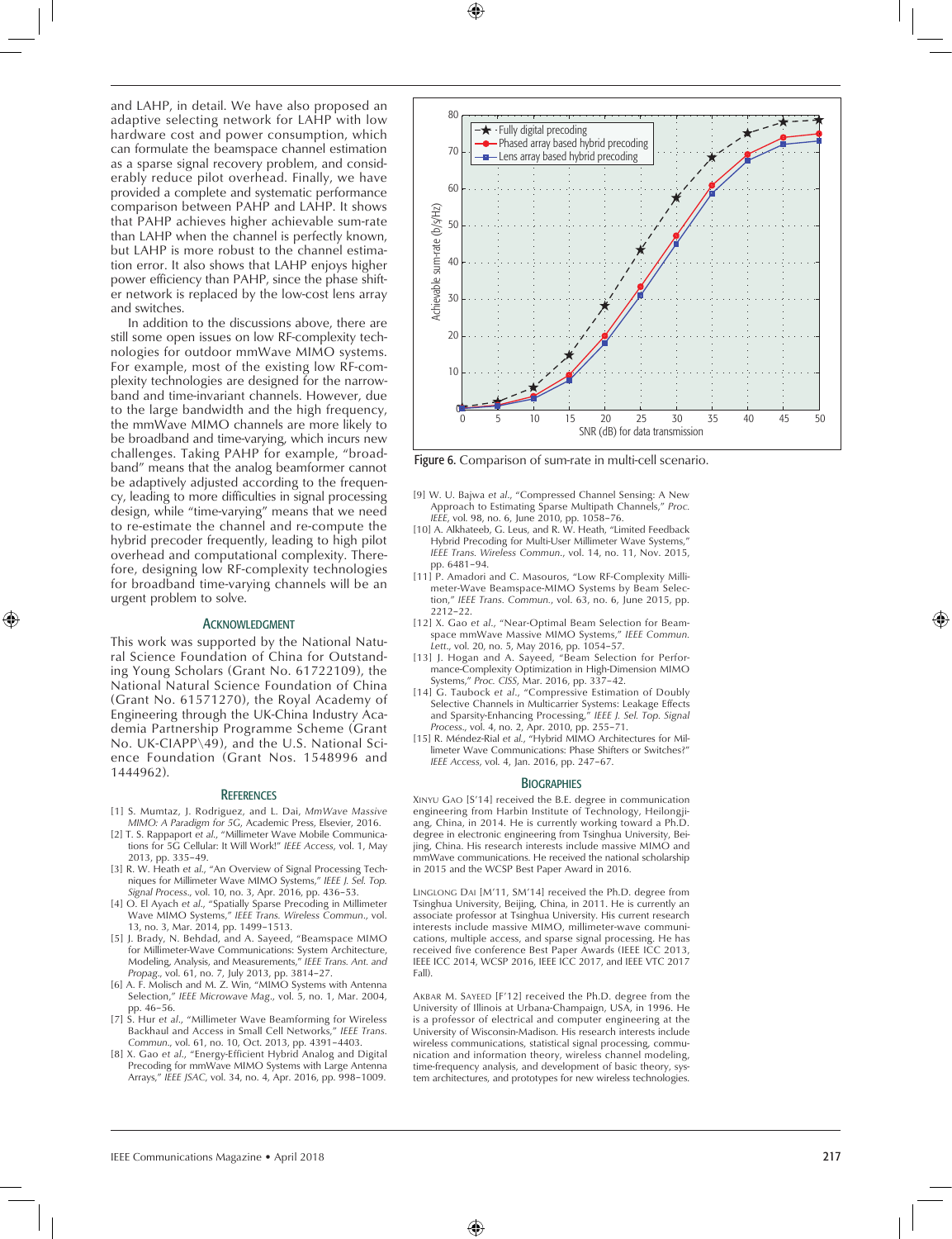and LAHP, in detail. We have also proposed an adaptive selecting network for LAHP with low hardware cost and power consumption, which can formulate the beamspace channel estimation as a sparse signal recovery problem, and considerably reduce pilot overhead. Finally, we have provided a complete and systematic performance comparison between PAHP and LAHP. It shows that PAHP achieves higher achievable sum-rate than LAHP when the channel is perfectly known, but LAHP is more robust to the channel estimation error. It also shows that LAHP enjoys higher power efficiency than PAHP, since the phase shifter network is replaced by the low-cost lens array and switches.

In addition to the discussions above, there are still some open issues on low RF-complexity technologies for outdoor mmWave MIMO systems. For example, most of the existing low RF-complexity technologies are designed for the narrowband and time-invariant channels. However, due to the large bandwidth and the high frequency, the mmWave MIMO channels are more likely to be broadband and time-varying, which incurs new challenges. Taking PAHP for example, "broadband" means that the analog beamformer cannot be adaptively adjusted according to the frequency, leading to more difficulties in signal processing design, while "time-varying" means that we need to re-estimate the channel and re-compute the hybrid precoder frequently, leading to high pilot overhead and computational complexity. Therefore, designing low RF-complexity technologies for broadband time-varying channels will be an urgent problem to solve.

## Acknowledgment

This work was supported by the National Natural Science Foundation of China for Outstanding Young Scholars (Grant No. 61722109), the National Natural Science Foundation of China (Grant No. 61571270), the Royal Academy of Engineering through the UK-China Industry Academia Partnership Programme Scheme (Grant No. UK-CIAPP\49), and the U.S. National Science Foundation (Grant Nos. 1548996 and 1444962).

## References

[1] S. Mumtaz, J. Rodriguez, and L. Dai, *MmWave Massive MIMO: A Paradigm for 5G*, Academic Press, Elsevier, 2016.

[2] T. S. Rappaport *et al.*, "Millimeter Wave Mobile Communications for 5G Cellular: It Will Work!" *IEEE Access*, vol. 1, May 2013, pp. 335–49.

[3] R. W. Heath *et al.*, "An Overview of Signal Processing Techniques for Millimeter Wave MIMO Systems," *IEEE J. Sel. Top. Signal Process.*, vol. 10, no. 3, Apr. 2016, pp. 436–53.

[4] O. El Ayach *et al.*, "Spatially Sparse Precoding in Millimeter Wave MIMO Systems," *IEEE Trans. Wireless Commun.*, vol. 13, no. 3, Mar. 2014, pp. 1499–1513.

[5] J. Brady, N. Behdad, and A. Sayeed, "Beamspace MIMO for Millimeter-Wave Communications: System Architecture, Modeling, Analysis, and Measurements," *IEEE Trans. Ant. and Propag.*, vol. 61, no. 7, July 2013, pp. 3814–27.

[6] A. F. Molisch and M. Z. Win, "MIMO Systems with Antenna Selection," *IEEE Microwave Mag.*, vol. 5, no. 1, Mar. 2004, pp. 46–56.

[7] S. Hur *et al.*, "Millimeter Wave Beamforming for Wireless Backhaul and Access in Small Cell Networks," *IEEE Trans. Commun.*, vol. 61, no. 10, Oct. 2013, pp. 4391–4403.

[8] X. Gao *et al.*, "Energy-Efficient Hybrid Analog and Digital Precoding for mmWave MIMO Systems with Large Antenna Arrays," *IEEE JSAC*, vol. 34, no. 4, Apr. 2016, pp. 998–1009.

Fully digital precoding
Phased array based hybrid precoding
Lens array based hybrid precoding
Achievable sum-rate (b/s/Hz)
80
70
60
50
40
30
20
10
0
0
5
10
15
20
25
30
35
40
45
50
SNR (dB) for data transmission

**Figure 6.** Comparison of sum-rate in multi-cell scenario.

[9] W. U. Bajwa *et al.*, "Compressed Channel Sensing: A New Approach to Estimating Sparse Multipath Channels," *Proc. IEEE*, vol. 98, no. 6, June 2010, pp. 1058–76.

[10] A. Alkhateeb, G. Leus, and R. W. Heath, "Limited Feedback Hybrid Precoding for Multi-User Millimeter Wave Systems," *IEEE Trans. Wireless Commun.*, vol. 14, no. 11, Nov. 2015, pp. 6481–94.

[11] P. Amadori and C. Masouros, "Low RF-Complexity Millimeter-Wave Beamspace-MIMO Systems by Beam Selection," *IEEE Trans. Commun.*, vol. 63, no. 6, June 2015, pp. 2212–22.

[12] X. Gao *et al.*, "Near-Optimal Beam Selection for Beamspace mmWave Massive MIMO Systems," *IEEE Commun. Lett.*, vol. 20, no. 5, May 2016, pp. 1054–57.

[13] J. Hogan and A. Sayeed, "Beam Selection for Performance-Complexity Optimization in High-Dimension MIMO Systems," *Proc. CISS*, Mar. 2016, pp. 337–42.

[14] G. Taubock *et al.*, "Compressive Estimation of Doubly Selective Channels in Multicarrier Systems: Leakage Effects and Sparsity-Enhancing Processing," *IEEE J. Sel. Top. Signal Process.*, vol. 4, no. 2, Apr. 2010, pp. 255–71.

[15] R. Méndez-Rial *et al.*, "Hybrid MIMO Architectures for Millimeter Wave Communications: Phase Shifters or Switches?" *IEEE Access*, vol. 4, Jan. 2016, pp. 247–67.

## Biographies

Xinyu Gao [S'14] received the B.E. degree in communication engineering from Harbin Institute of Technology, Heilongjiang, China, in 2014. He is currently working toward a Ph.D. degree in electronic engineering from Tsinghua University, Beijing, China. His research interests include massive MIMO and mmWave communications. He received the national scholarship in 2015 and the WCSP Best Paper Award in 2016.

Linglong Dai [M'11, SM'14] received the Ph.D. degree from Tsinghua University, Beijing, China, in 2011. He is currently an associate professor at Tsinghua University. His current research interests include massive MIMO, millimeter-wave communications, multiple access, and sparse signal processing. He has received five conference Best Paper Awards (IEEE ICC 2013, IEEE ICC 2014, WCSP 2016, IEEE ICC 2017, and IEEE VTC 2017 Fall).

Akbar M. Sayeed [F'12] received the Ph.D. degree from the University of Illinois at Urbana-Champaign, USA, in 1996. He is a professor of electrical and computer engineering at the University of Wisconsin-Madison. His research interests include wireless communications, statistical signal processing, communication and information theory, wireless channel modeling, time-frequency analysis, and development of basic theory, system architectures, and prototypes for new wireless technologies.